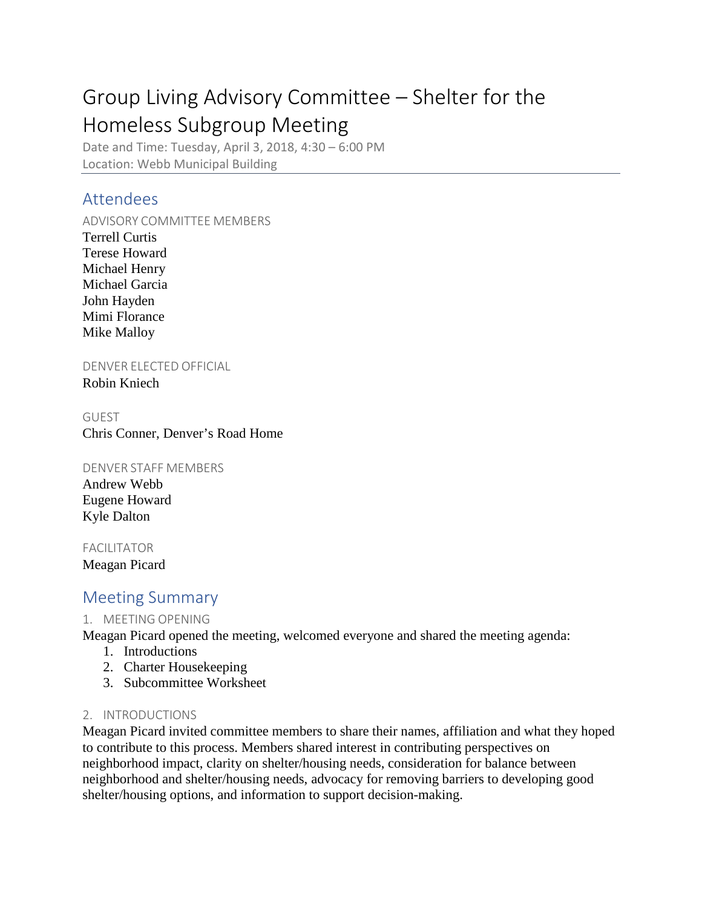# Group Living Advisory Committee – Shelter for the Homeless Subgroup Meeting

Date and Time: Tuesday, April 3, 2018, 4:30 – 6:00 PM
Location: Webb Municipal Building

## Attendees

### ADVISORY COMMITTEE MEMBERS

Terrell Curtis
Terese Howard
Michael Henry
Michael Garcia
John Hayden
Mimi Florance
Mike Malloy

### DENVER ELECTED OFFICIAL

Robin Kniech

### GUEST

Chris Conner, Denver's Road Home

### DENVER STAFF MEMBERS

Andrew Webb
Eugene Howard
Kyle Dalton

### FACILITATOR

Meagan Picard

## Meeting Summary

### 1. MEETING OPENING

Meagan Picard opened the meeting, welcomed everyone and shared the meeting agenda:

1. Introductions
2. Charter Housekeeping
3. Subcommittee Worksheet

### 2. INTRODUCTIONS

Meagan Picard invited committee members to share their names, affiliation and what they hoped to contribute to this process. Members shared interest in contributing perspectives on neighborhood impact, clarity on shelter/housing needs, consideration for balance between neighborhood and shelter/housing needs, advocacy for removing barriers to developing good shelter/housing options, and information to support decision-making.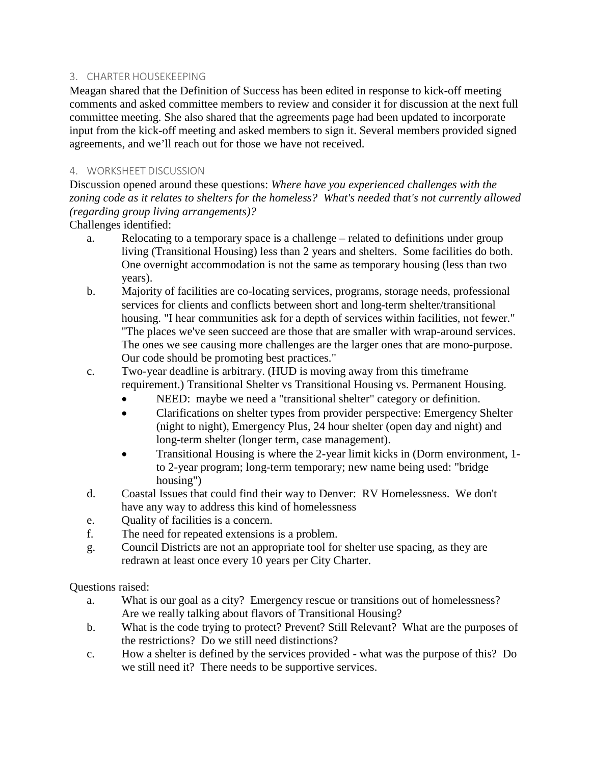## 3. CHARTER HOUSEKEEPING

Meagan shared that the Definition of Success has been edited in response to kick-off meeting comments and asked committee members to review and consider it for discussion at the next full committee meeting. She also shared that the agreements page had been updated to incorporate input from the kick-off meeting and asked members to sign it. Several members provided signed agreements, and we'll reach out for those we have not received.

## 4. WORKSHEET DISCUSSION

Discussion opened around these questions: *Where have you experienced challenges with the zoning code as it relates to shelters for the homeless? What's needed that's not currently allowed (regarding group living arrangements)?*

Challenges identified:

a. Relocating to a temporary space is a challenge – related to definitions under group living (Transitional Housing) less than 2 years and shelters. Some facilities do both. One overnight accommodation is not the same as temporary housing (less than two years).

b. Majority of facilities are co-locating services, programs, storage needs, professional services for clients and conflicts between short and long-term shelter/transitional housing. "I hear communities ask for a depth of services within facilities, not fewer." "The places we've seen succeed are those that are smaller with wrap-around services. The ones we see causing more challenges are the larger ones that are mono-purpose. Our code should be promoting best practices."

c. Two-year deadline is arbitrary. (HUD is moving away from this timeframe requirement.) Transitional Shelter vs Transitional Housing vs. Permanent Housing.
   - NEED: maybe we need a "transitional shelter" category or definition.
   - Clarifications on shelter types from provider perspective: Emergency Shelter (night to night), Emergency Plus, 24 hour shelter (open day and night) and long-term shelter (longer term, case management).
   - Transitional Housing is where the 2-year limit kicks in (Dorm environment, 1- to 2-year program; long-term temporary; new name being used: "bridge housing")

d. Coastal Issues that could find their way to Denver: RV Homelessness. We don't have any way to address this kind of homelessness

e. Quality of facilities is a concern.

f. The need for repeated extensions is a problem.

g. Council Districts are not an appropriate tool for shelter use spacing, as they are redrawn at least once every 10 years per City Charter.

Questions raised:

a. What is our goal as a city? Emergency rescue or transitions out of homelessness? Are we really talking about flavors of Transitional Housing?

b. What is the code trying to protect? Prevent? Still Relevant? What are the purposes of the restrictions? Do we still need distinctions?

c. How a shelter is defined by the services provided - what was the purpose of this? Do we still need it? There needs to be supportive services.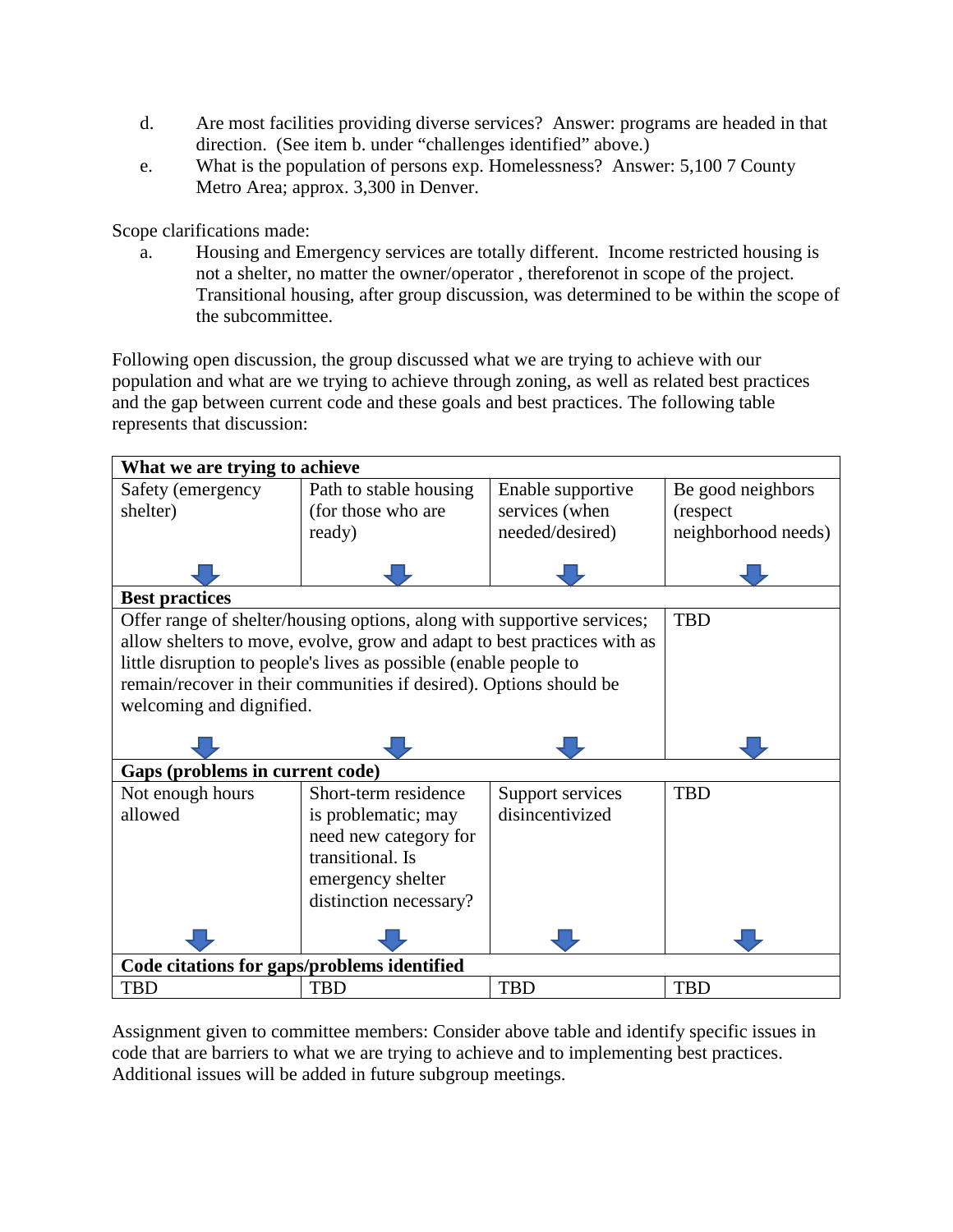d. Are most facilities providing diverse services? Answer: programs are headed in that direction. (See item b. under "challenges identified" above.)

e. What is the population of persons exp. Homelessness? Answer: 5,100 7 County Metro Area; approx. 3,300 in Denver.

Scope clarifications made:

a. Housing and Emergency services are totally different. Income restricted housing is not a shelter, no matter the owner/operator , thereforenot in scope of the project. Transitional housing, after group discussion, was determined to be within the scope of the subcommittee.

Following open discussion, the group discussed what we are trying to achieve with our population and what are we trying to achieve through zoning, as well as related best practices and the gap between current code and these goals and best practices. The following table represents that discussion:

| **What we are trying to achieve** | | | |
|---|---|---|---|
| Safety (emergency shelter) | Path to stable housing (for those who are ready) | Enable supportive services (when needed/desired) | Be good neighbors (respect neighborhood needs) |
| **Best practices** | | | |
| Offer range of shelter/housing options, along with supportive services; allow shelters to move, evolve, grow and adapt to best practices with as little disruption to people's lives as possible (enable people to remain/recover in their communities if desired). Options should be welcoming and dignified. | | | TBD |
| **Gaps (problems in current code)** | | | |
| Not enough hours allowed | Short-term residence is problematic; may need new category for transitional. Is emergency shelter distinction necessary? | Support services disincentivized | TBD |
| **Code citations for gaps/problems identified** | | | |
| TBD | TBD | TBD | TBD |

Assignment given to committee members: Consider above table and identify specific issues in code that are barriers to what we are trying to achieve and to implementing best practices. Additional issues will be added in future subgroup meetings.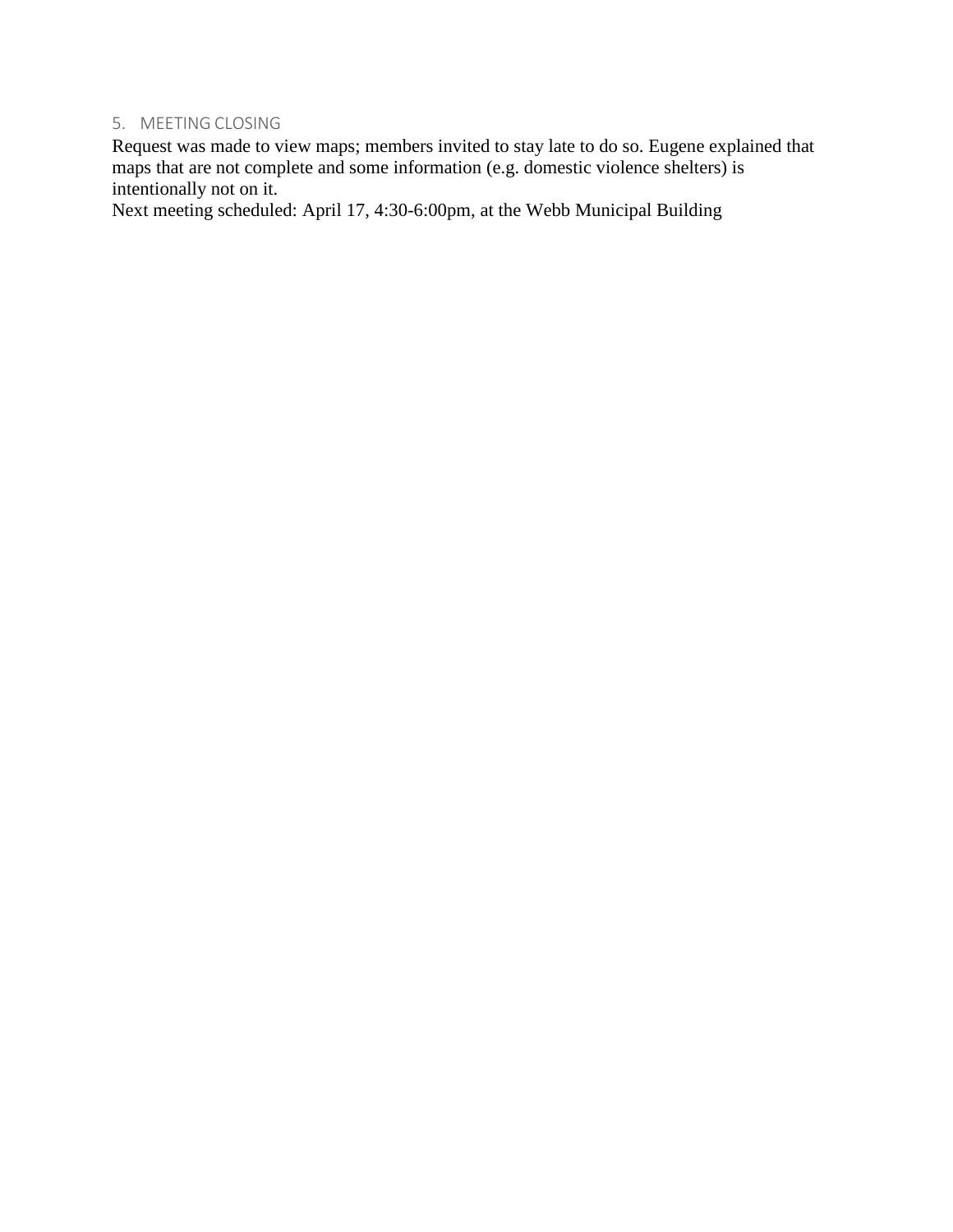## 5. MEETING CLOSING

Request was made to view maps; members invited to stay late to do so. Eugene explained that maps that are not complete and some information (e.g. domestic violence shelters) is intentionally not on it.

Next meeting scheduled: April 17, 4:30-6:00pm, at the Webb Municipal Building